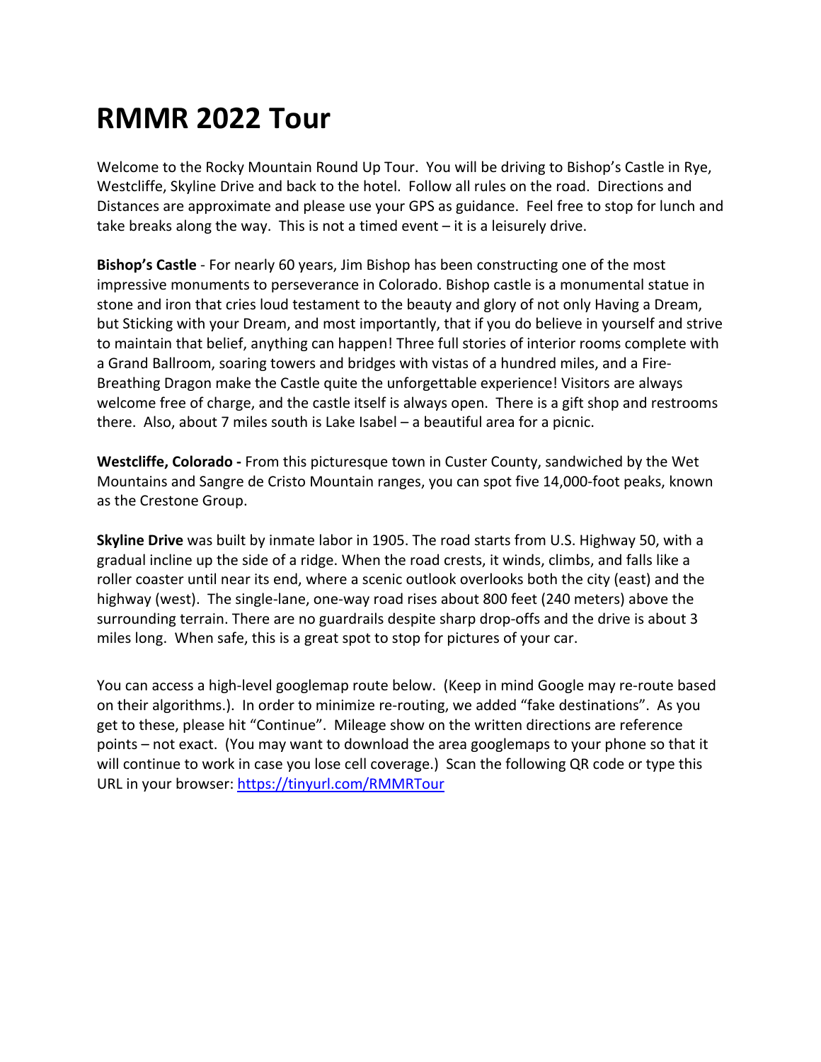# RMMR 2022 Tour

Welcome to the Rocky Mountain Round Up Tour. You will be driving to Bishop's Castle in Rye, Westcliffe, Skyline Drive and back to the hotel. Follow all rules on the road. Directions and Distances are approximate and please use your GPS as guidance. Feel free to stop for lunch and take breaks along the way. This is not a timed event – it is a leisurely drive.

**Bishop's Castle** - For nearly 60 years, Jim Bishop has been constructing one of the most impressive monuments to perseverance in Colorado. Bishop castle is a monumental statue in stone and iron that cries loud testament to the beauty and glory of not only Having a Dream, but Sticking with your Dream, and most importantly, that if you do believe in yourself and strive to maintain that belief, anything can happen! Three full stories of interior rooms complete with a Grand Ballroom, soaring towers and bridges with vistas of a hundred miles, and a Fire-Breathing Dragon make the Castle quite the unforgettable experience! Visitors are always welcome free of charge, and the castle itself is always open. There is a gift shop and restrooms there. Also, about 7 miles south is Lake Isabel – a beautiful area for a picnic.

**Westcliffe, Colorado -** From this picturesque town in Custer County, sandwiched by the Wet Mountains and Sangre de Cristo Mountain ranges, you can spot five 14,000-foot peaks, known as the Crestone Group.

**Skyline Drive** was built by inmate labor in 1905. The road starts from U.S. Highway 50, with a gradual incline up the side of a ridge. When the road crests, it winds, climbs, and falls like a roller coaster until near its end, where a scenic outlook overlooks both the city (east) and the highway (west). The single-lane, one-way road rises about 800 feet (240 meters) above the surrounding terrain. There are no guardrails despite sharp drop-offs and the drive is about 3 miles long. When safe, this is a great spot to stop for pictures of your car.

You can access a high-level googlemap route below. (Keep in mind Google may re-route based on their algorithms.). In order to minimize re-routing, we added "fake destinations". As you get to these, please hit "Continue". Mileage show on the written directions are reference points – not exact. (You may want to download the area googlemaps to your phone so that it will continue to work in case you lose cell coverage.) Scan the following QR code or type this URL in your browser: https://tinyurl.com/RMMRTour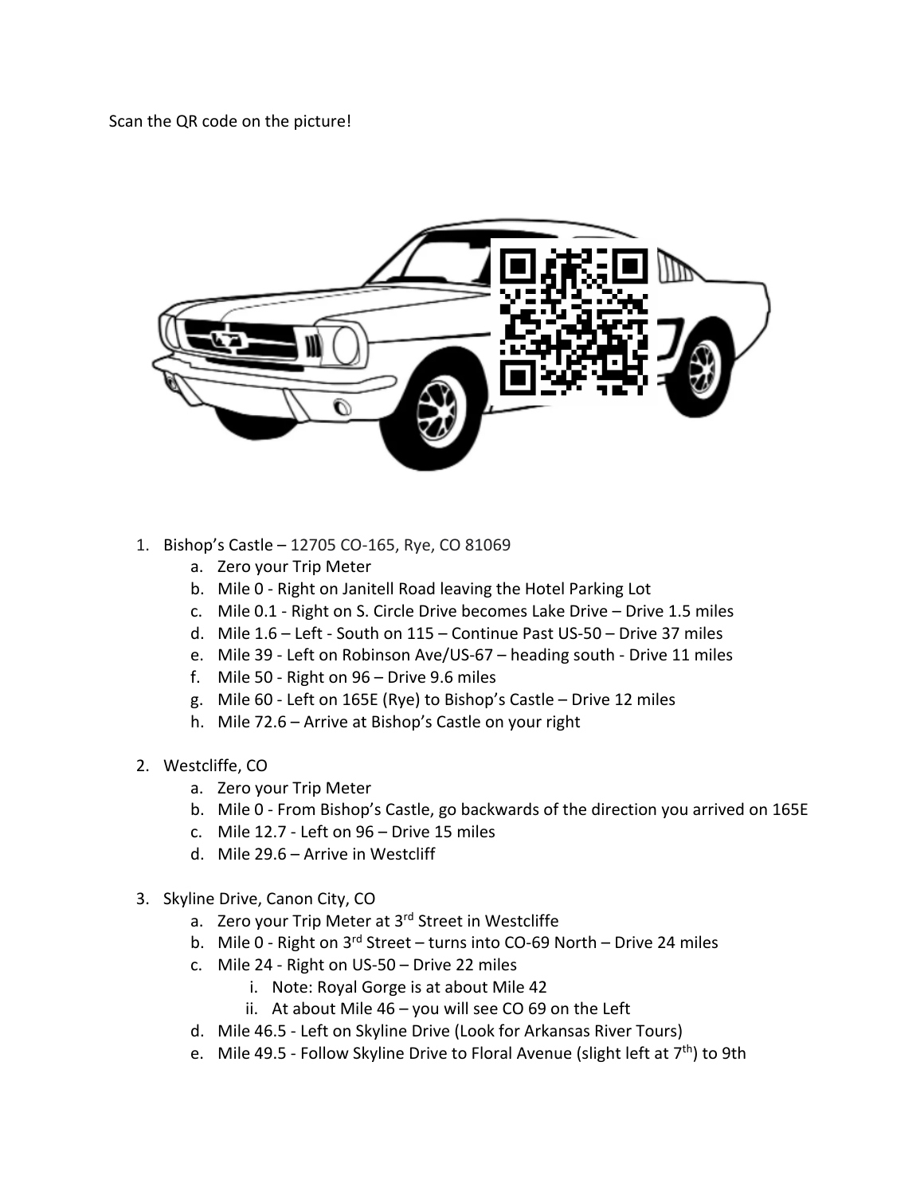Scan the QR code on the picture!

1. Bishop's Castle – 12705 CO-165, Rye, CO 81069
   a. Zero your Trip Meter
   b. Mile 0 - Right on Janitell Road leaving the Hotel Parking Lot
   c. Mile 0.1 - Right on S. Circle Drive becomes Lake Drive – Drive 1.5 miles
   d. Mile 1.6 – Left - South on 115 – Continue Past US-50 – Drive 37 miles
   e. Mile 39 - Left on Robinson Ave/US-67 – heading south - Drive 11 miles
   f. Mile 50 - Right on 96 – Drive 9.6 miles
   g. Mile 60 - Left on 165E (Rye) to Bishop's Castle – Drive 12 miles
   h. Mile 72.6 – Arrive at Bishop's Castle on your right

2. Westcliffe, CO
   a. Zero your Trip Meter
   b. Mile 0 - From Bishop's Castle, go backwards of the direction you arrived on 165E
   c. Mile 12.7 - Left on 96 – Drive 15 miles
   d. Mile 29.6 – Arrive in Westcliff

3. Skyline Drive, Canon City, CO
   a. Zero your Trip Meter at 3rd Street in Westcliffe
   b. Mile 0 - Right on 3rd Street – turns into CO-69 North – Drive 24 miles
   c. Mile 24 - Right on US-50 – Drive 22 miles
      i. Note: Royal Gorge is at about Mile 42
      ii. At about Mile 46 – you will see CO 69 on the Left
   d. Mile 46.5 - Left on Skyline Drive (Look for Arkansas River Tours)
   e. Mile 49.5 - Follow Skyline Drive to Floral Avenue (slight left at 7th) to 9th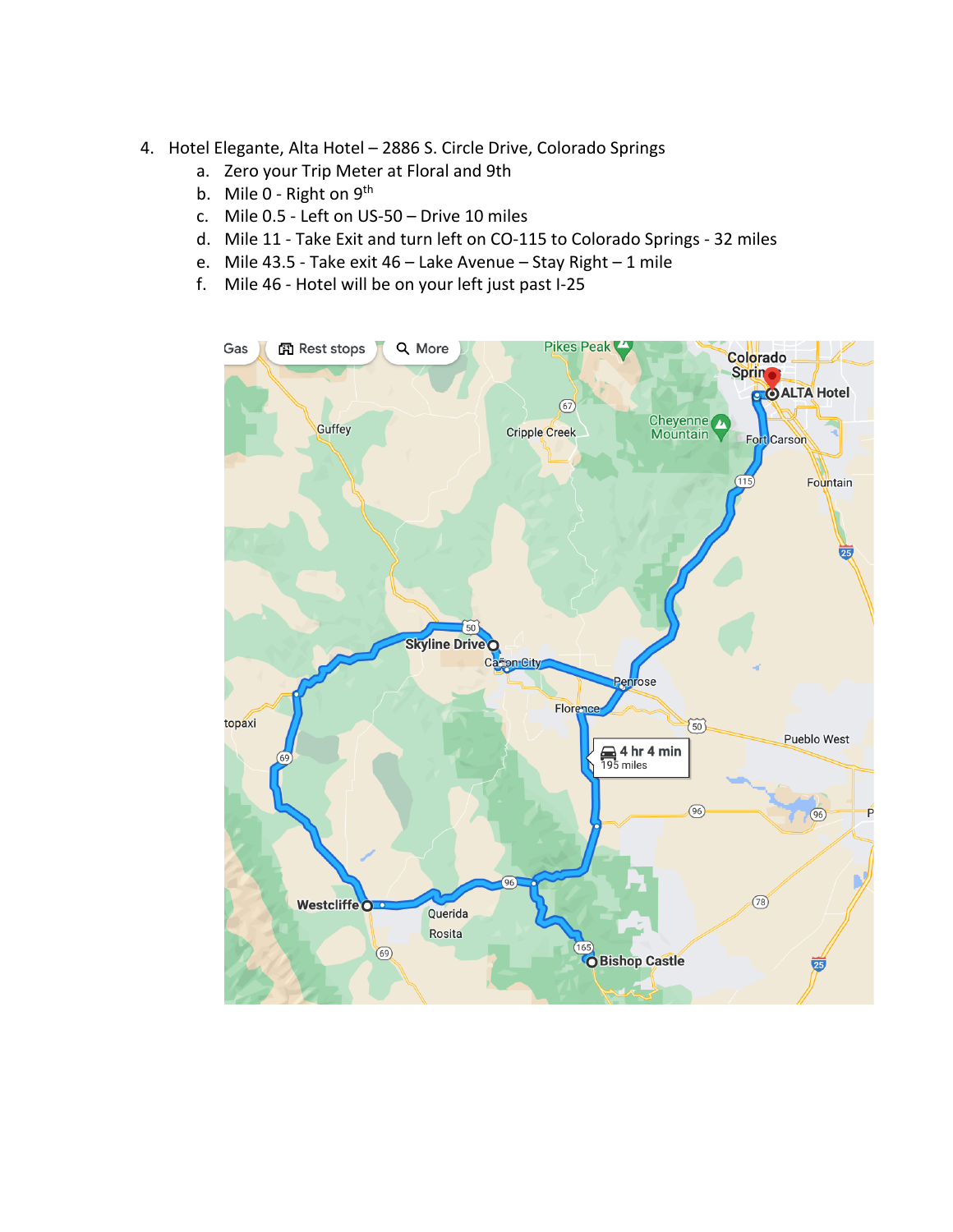4. Hotel Elegante, Alta Hotel – 2886 S. Circle Drive, Colorado Springs
   a. Zero your Trip Meter at Floral and 9th
   b. Mile 0 - Right on 9th
   c. Mile 0.5 - Left on US-50 – Drive 10 miles
   d. Mile 11 - Take Exit and turn left on CO-115 to Colorado Springs - 32 miles
   e. Mile 43.5 - Take exit 46 – Lake Avenue – Stay Right – 1 mile
   f. Mile 46 - Hotel will be on your left just past I-25